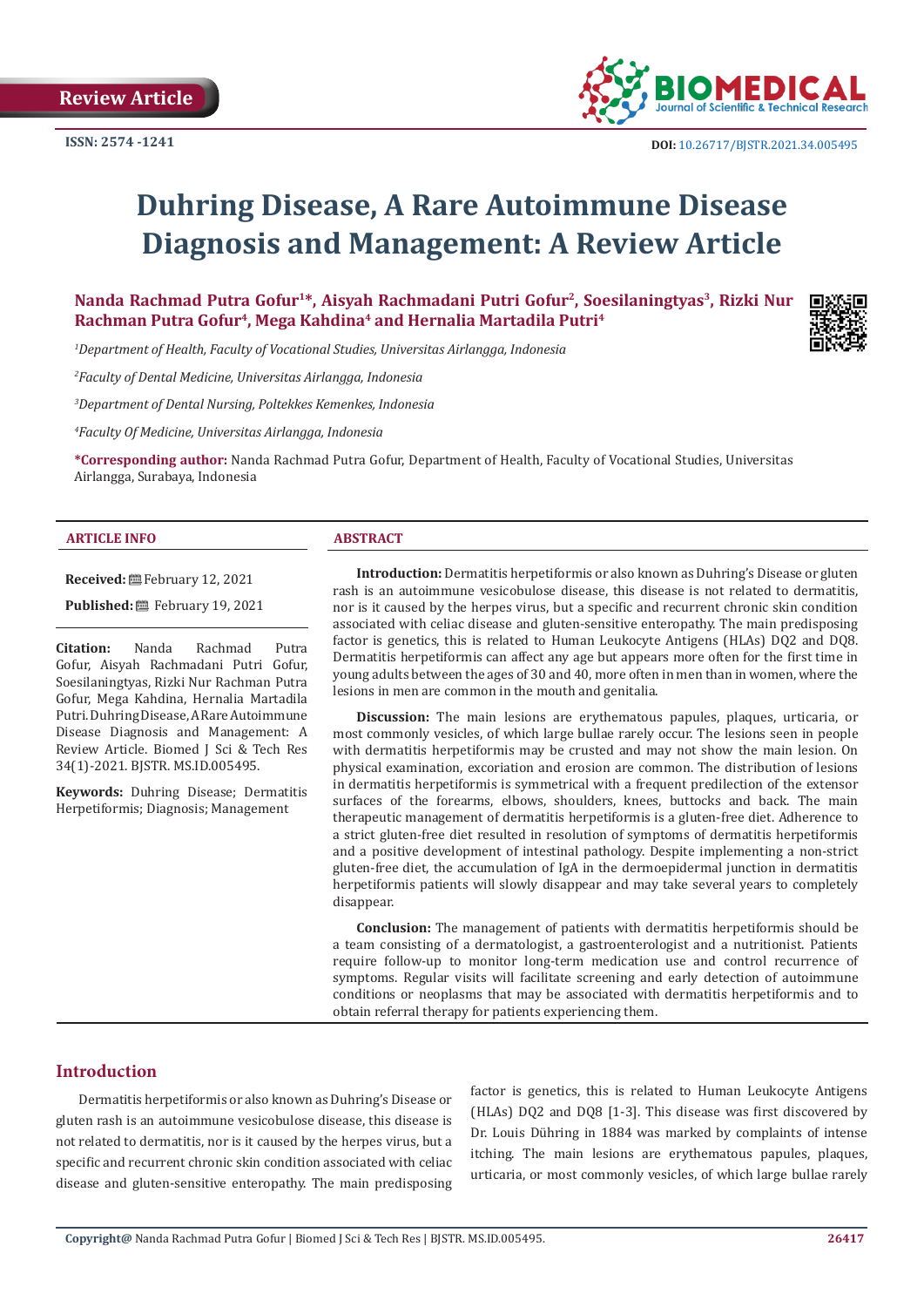Review Article

ISSN: 2574 -1241

DOI: 10.26717/BJSTR.2021.34.005495

# Duhring Disease, A Rare Autoimmune Disease Diagnosis and Management: A Review Article

**Nanda Rachmad Putra Gofur[1]*, Aisyah Rachmadani Putri Gofur[2], Soesilaningtyas[3], Rizki Nur Rachman Putra Gofur[4], Mega Kahdina[4] and Hernalia Martadila Putri[4]**

[1]*Department of Health, Faculty of Vocational Studies, Universitas Airlangga, Indonesia*

[2]*Faculty of Dental Medicine, Universitas Airlangga, Indonesia*

[3]*Department of Dental Nursing, Poltekkes Kemenkes, Indonesia*

[4]*Faculty Of Medicine, Universitas Airlangga, Indonesia*

**\*Corresponding author:** Nanda Rachmad Putra Gofur, Department of Health, Faculty of Vocational Studies, Universitas Airlangga, Surabaya, Indonesia

## ARTICLE INFO

**Received:** February 12, 2021

**Published:** February 19, 2021

**Citation:** Nanda Rachmad Putra Gofur, Aisyah Rachmadani Putri Gofur, Soesilaningtyas, Rizki Nur Rachman Putra Gofur, Mega Kahdina, Hernalia Martadila Putri. Duhring Disease, A Rare Autoimmune Disease Diagnosis and Management: A Review Article. Biomed J Sci & Tech Res 34(1)-2021. BJSTR. MS.ID.005495.

**Keywords:** Duhring Disease; Dermatitis Herpetiformis; Diagnosis; Management

## ABSTRACT

**Introduction:** Dermatitis herpetiformis or also known as Duhring's Disease or gluten rash is an autoimmune vesicobulose disease, this disease is not related to dermatitis, nor is it caused by the herpes virus, but a specific and recurrent chronic skin condition associated with celiac disease and gluten-sensitive enteropathy. The main predisposing factor is genetics, this is related to Human Leukocyte Antigens (HLAs) DQ2 and DQ8. Dermatitis herpetiformis can affect any age but appears more often for the first time in young adults between the ages of 30 and 40, more often in men than in women, where the lesions in men are common in the mouth and genitalia.

**Discussion:** The main lesions are erythematous papules, plaques, urticaria, or most commonly vesicles, of which large bullae rarely occur. The lesions seen in people with dermatitis herpetiformis may be crusted and may not show the main lesion. On physical examination, excoriation and erosion are common. The distribution of lesions in dermatitis herpetiformis is symmetrical with a frequent predilection of the extensor surfaces of the forearms, elbows, shoulders, knees, buttocks and back. The main therapeutic management of dermatitis herpetiformis is a gluten-free diet. Adherence to a strict gluten-free diet resulted in resolution of symptoms of dermatitis herpetiformis and a positive development of intestinal pathology. Despite implementing a non-strict gluten-free diet, the accumulation of IgA in the dermoepidermal junction in dermatitis herpetiformis patients will slowly disappear and may take several years to completely disappear.

**Conclusion:** The management of patients with dermatitis herpetiformis should be a team consisting of a dermatologist, a gastroenterologist and a nutritionist. Patients require follow-up to monitor long-term medication use and control recurrence of symptoms. Regular visits will facilitate screening and early detection of autoimmune conditions or neoplasms that may be associated with dermatitis herpetiformis and to obtain referral therapy for patients experiencing them.

## Introduction

Dermatitis herpetiformis or also known as Duhring's Disease or gluten rash is an autoimmune vesicobulose disease, this disease is not related to dermatitis, nor is it caused by the herpes virus, but a specific and recurrent chronic skin condition associated with celiac disease and gluten-sensitive enteropathy. The main predisposing factor is genetics, this is related to Human Leukocyte Antigens (HLAs) DQ2 and DQ8 [1-3]. This disease was first discovered by Dr. Louis Dühring in 1884 was marked by complaints of intense itching. The main lesions are erythematous papules, plaques, urticaria, or most commonly vesicles, of which large bullae rarely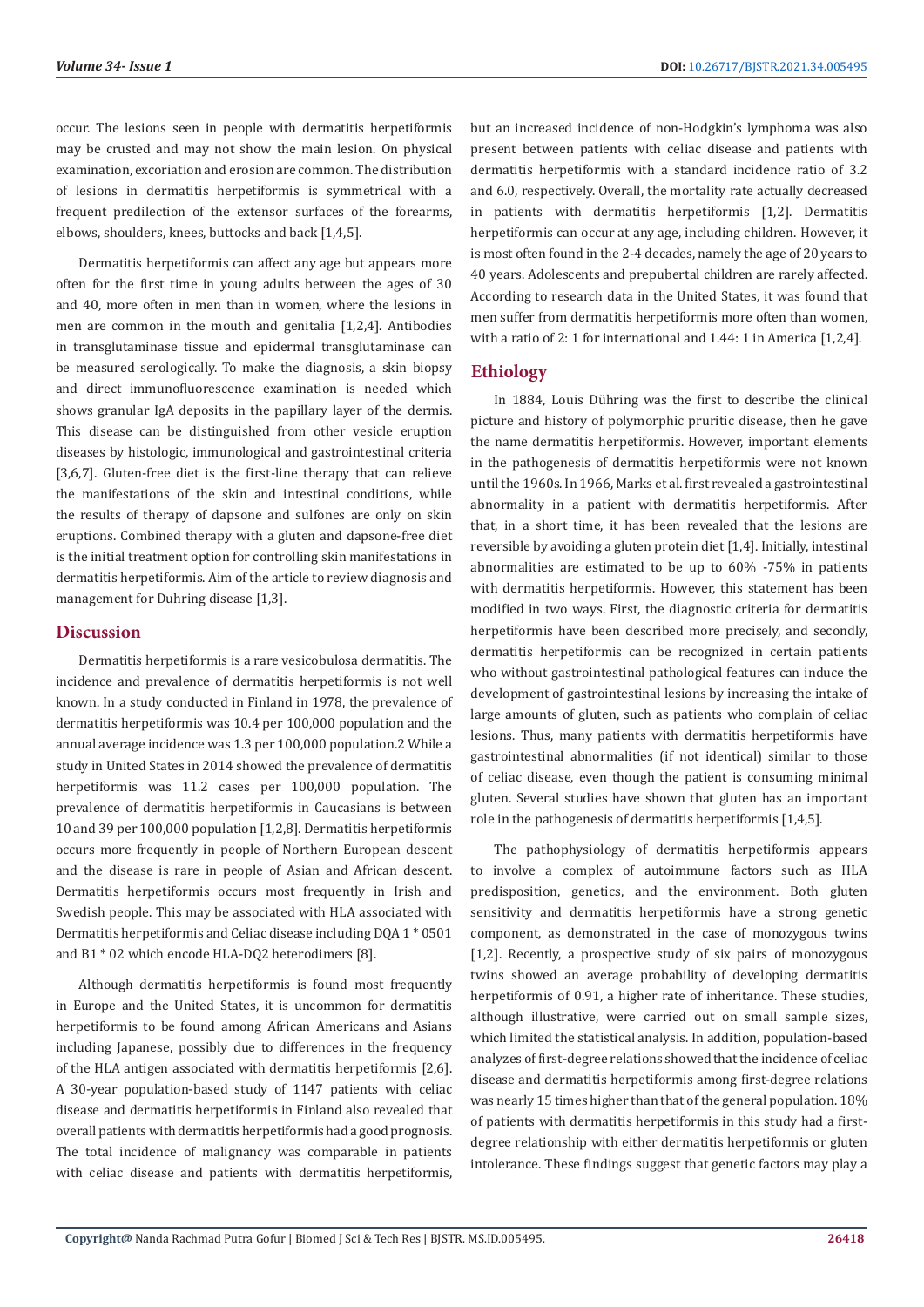occur. The lesions seen in people with dermatitis herpetiformis may be crusted and may not show the main lesion. On physical examination, excoriation and erosion are common. The distribution of lesions in dermatitis herpetiformis is symmetrical with a frequent predilection of the extensor surfaces of the forearms, elbows, shoulders, knees, buttocks and back [1,4,5].

Dermatitis herpetiformis can affect any age but appears more often for the first time in young adults between the ages of 30 and 40, more often in men than in women, where the lesions in men are common in the mouth and genitalia [1,2,4]. Antibodies in transglutaminase tissue and epidermal transglutaminase can be measured serologically. To make the diagnosis, a skin biopsy and direct immunofluorescence examination is needed which shows granular IgA deposits in the papillary layer of the dermis. This disease can be distinguished from other vesicle eruption diseases by histologic, immunological and gastrointestinal criteria [3,6,7]. Gluten-free diet is the first-line therapy that can relieve the manifestations of the skin and intestinal conditions, while the results of therapy of dapsone and sulfones are only on skin eruptions. Combined therapy with a gluten and dapsone-free diet is the initial treatment option for controlling skin manifestations in dermatitis herpetiformis. Aim of the article to review diagnosis and management for Duhring disease [1,3].

## Discussion

Dermatitis herpetiformis is a rare vesicobulosa dermatitis. The incidence and prevalence of dermatitis herpetiformis is not well known. In a study conducted in Finland in 1978, the prevalence of dermatitis herpetiformis was 10.4 per 100,000 population and the annual average incidence was 1.3 per 100,000 population.2 While a study in United States in 2014 showed the prevalence of dermatitis herpetiformis was 11.2 cases per 100,000 population. The prevalence of dermatitis herpetiformis in Caucasians is between 10 and 39 per 100,000 population [1,2,8]. Dermatitis herpetiformis occurs more frequently in people of Northern European descent and the disease is rare in people of Asian and African descent. Dermatitis herpetiformis occurs most frequently in Irish and Swedish people. This may be associated with HLA associated with Dermatitis herpetiformis and Celiac disease including DQA 1 * 0501 and B1 * 02 which encode HLA-DQ2 heterodimers [8].

Although dermatitis herpetiformis is found most frequently in Europe and the United States, it is uncommon for dermatitis herpetiformis to be found among African Americans and Asians including Japanese, possibly due to differences in the frequency of the HLA antigen associated with dermatitis herpetiformis [2,6]. A 30-year population-based study of 1147 patients with celiac disease and dermatitis herpetiformis in Finland also revealed that overall patients with dermatitis herpetiformis had a good prognosis. The total incidence of malignancy was comparable in patients with celiac disease and patients with dermatitis herpetiformis, but an increased incidence of non-Hodgkin's lymphoma was also present between patients with celiac disease and patients with dermatitis herpetiformis with a standard incidence ratio of 3.2 and 6.0, respectively. Overall, the mortality rate actually decreased in patients with dermatitis herpetiformis [1,2]. Dermatitis herpetiformis can occur at any age, including children. However, it is most often found in the 2-4 decades, namely the age of 20 years to 40 years. Adolescents and prepubertal children are rarely affected. According to research data in the United States, it was found that men suffer from dermatitis herpetiformis more often than women, with a ratio of 2: 1 for international and 1.44: 1 in America [1,2,4].

## Ethiology

In 1884, Louis Dühring was the first to describe the clinical picture and history of polymorphic pruritic disease, then he gave the name dermatitis herpetiformis. However, important elements in the pathogenesis of dermatitis herpetiformis were not known until the 1960s. In 1966, Marks et al. first revealed a gastrointestinal abnormality in a patient with dermatitis herpetiformis. After that, in a short time, it has been revealed that the lesions are reversible by avoiding a gluten protein diet [1,4]. Initially, intestinal abnormalities are estimated to be up to 60% -75% in patients with dermatitis herpetiformis. However, this statement has been modified in two ways. First, the diagnostic criteria for dermatitis herpetiformis have been described more precisely, and secondly, dermatitis herpetiformis can be recognized in certain patients who without gastrointestinal pathological features can induce the development of gastrointestinal lesions by increasing the intake of large amounts of gluten, such as patients who complain of celiac lesions. Thus, many patients with dermatitis herpetiformis have gastrointestinal abnormalities (if not identical) similar to those of celiac disease, even though the patient is consuming minimal gluten. Several studies have shown that gluten has an important role in the pathogenesis of dermatitis herpetiformis [1,4,5].

The pathophysiology of dermatitis herpetiformis appears to involve a complex of autoimmune factors such as HLA predisposition, genetics, and the environment. Both gluten sensitivity and dermatitis herpetiformis have a strong genetic component, as demonstrated in the case of monozygous twins [1,2]. Recently, a prospective study of six pairs of monozygous twins showed an average probability of developing dermatitis herpetiformis of 0.91, a higher rate of inheritance. These studies, although illustrative, were carried out on small sample sizes, which limited the statistical analysis. In addition, population-based analyzes of first-degree relations showed that the incidence of celiac disease and dermatitis herpetiformis among first-degree relations was nearly 15 times higher than that of the general population. 18% of patients with dermatitis herpetiformis in this study had a first-degree relationship with either dermatitis herpetiformis or gluten intolerance. These findings suggest that genetic factors may play a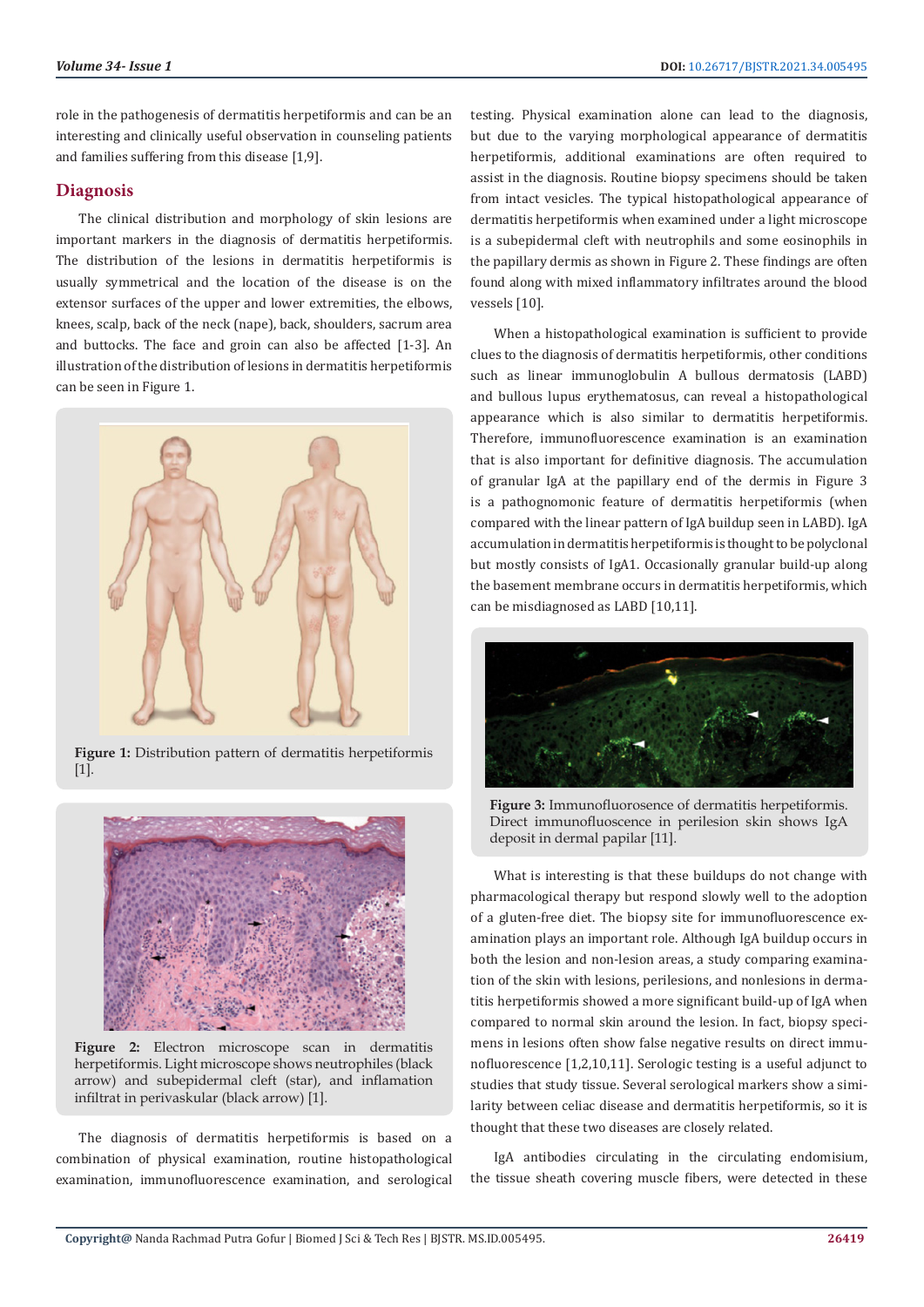role in the pathogenesis of dermatitis herpetiformis and can be an interesting and clinically useful observation in counseling patients and families suffering from this disease [1,9].

## Diagnosis

The clinical distribution and morphology of skin lesions are important markers in the diagnosis of dermatitis herpetiformis. The distribution of the lesions in dermatitis herpetiformis is usually symmetrical and the location of the disease is on the extensor surfaces of the upper and lower extremities, the elbows, knees, scalp, back of the neck (nape), back, shoulders, sacrum area and buttocks. The face and groin can also be affected [1-3]. An illustration of the distribution of lesions in dermatitis herpetiformis can be seen in Figure 1.

**Figure 1:** Distribution pattern of dermatitis herpetiformis [1].

**Figure 2:** Electron microscope scan in dermatitis herpetiformis. Light microscope shows neutrophiles (black arrow) and subepidermal cleft (star), and inflamation infiltrat in perivaskular (black arrow) [1].

The diagnosis of dermatitis herpetiformis is based on a combination of physical examination, routine histopathological examination, immunofluorescence examination, and serological testing. Physical examination alone can lead to the diagnosis, but due to the varying morphological appearance of dermatitis herpetiformis, additional examinations are often required to assist in the diagnosis. Routine biopsy specimens should be taken from intact vesicles. The typical histopathological appearance of dermatitis herpetiformis when examined under a light microscope is a subepidermal cleft with neutrophils and some eosinophils in the papillary dermis as shown in Figure 2. These findings are often found along with mixed inflammatory infiltrates around the blood vessels [10].

When a histopathological examination is sufficient to provide clues to the diagnosis of dermatitis herpetiformis, other conditions such as linear immunoglobulin A bullous dermatosis (LABD) and bullous lupus erythematosus, can reveal a histopathological appearance which is also similar to dermatitis herpetiformis. Therefore, immunofluorescence examination is an examination that is also important for definitive diagnosis. The accumulation of granular IgA at the papillary end of the dermis in Figure 3 is a pathognomonic feature of dermatitis herpetiformis (when compared with the linear pattern of IgA buildup seen in LABD). IgA accumulation in dermatitis herpetiformis is thought to be polyclonal but mostly consists of IgA1. Occasionally granular build-up along the basement membrane occurs in dermatitis herpetiformis, which can be misdiagnosed as LABD [10,11].

**Figure 3:** Immunofluorosence of dermatitis herpetiformis. Direct immunofluoscence in perilesion skin shows IgA deposit in dermal papilar [11].

What is interesting is that these buildups do not change with pharmacological therapy but respond slowly well to the adoption of a gluten-free diet. The biopsy site for immunofluorescence examination plays an important role. Although IgA buildup occurs in both the lesion and non-lesion areas, a study comparing examination of the skin with lesions, perilesions, and nonlesions in dermatitis herpetiformis showed a more significant build-up of IgA when compared to normal skin around the lesion. In fact, biopsy specimens in lesions often show false negative results on direct immunofluorescence [1,2,10,11]. Serologic testing is a useful adjunct to studies that study tissue. Several serological markers show a similarity between celiac disease and dermatitis herpetiformis, so it is thought that these two diseases are closely related.

IgA antibodies circulating in the circulating endomisium, the tissue sheath covering muscle fibers, were detected in these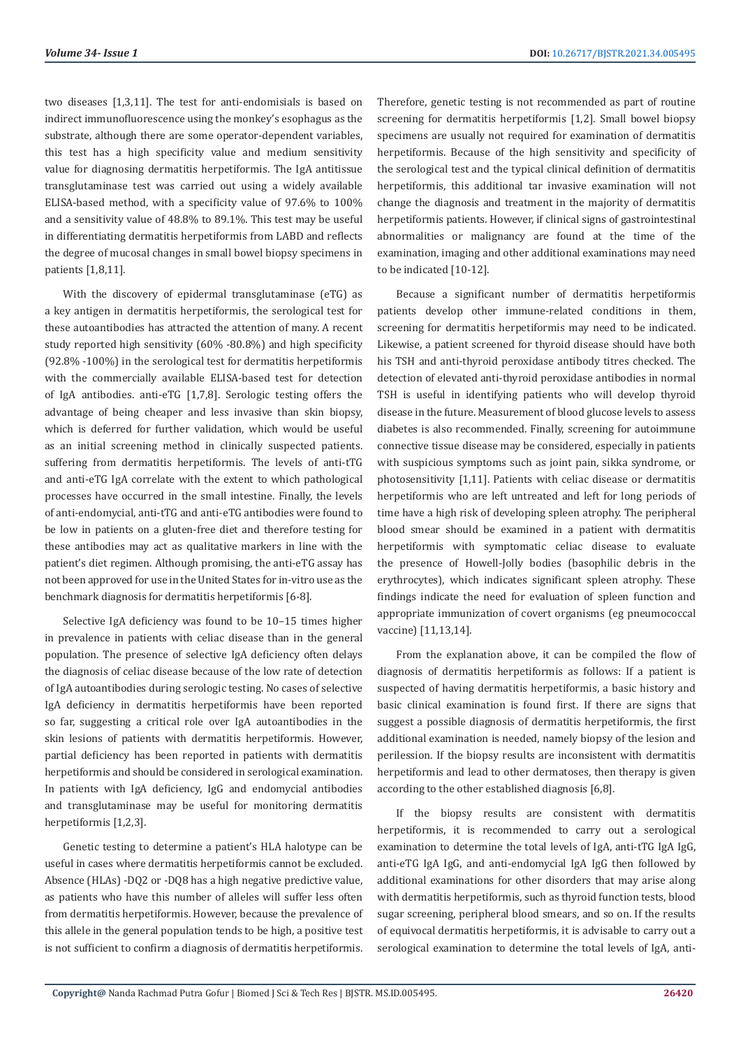two diseases [1,3,11]. The test for anti-endomisials is based on indirect immunofluorescence using the monkey's esophagus as the substrate, although there are some operator-dependent variables, this test has a high specificity value and medium sensitivity value for diagnosing dermatitis herpetiformis. The IgA antitissue transglutaminase test was carried out using a widely available ELISA-based method, with a specificity value of 97.6% to 100% and a sensitivity value of 48.8% to 89.1%. This test may be useful in differentiating dermatitis herpetiformis from LABD and reflects the degree of mucosal changes in small bowel biopsy specimens in patients [1,8,11].

With the discovery of epidermal transglutaminase (eTG) as a key antigen in dermatitis herpetiformis, the serological test for these autoantibodies has attracted the attention of many. A recent study reported high sensitivity (60% -80.8%) and high specificity (92.8% -100%) in the serological test for dermatitis herpetiformis with the commercially available ELISA-based test for detection of IgA antibodies. anti-eTG [1,7,8]. Serologic testing offers the advantage of being cheaper and less invasive than skin biopsy, which is deferred for further validation, which would be useful as an initial screening method in clinically suspected patients. suffering from dermatitis herpetiformis. The levels of anti-tTG and anti-eTG IgA correlate with the extent to which pathological processes have occurred in the small intestine. Finally, the levels of anti-endomycial, anti-tTG and anti-eTG antibodies were found to be low in patients on a gluten-free diet and therefore testing for these antibodies may act as qualitative markers in line with the patient's diet regimen. Although promising, the anti-eTG assay has not been approved for use in the United States for in-vitro use as the benchmark diagnosis for dermatitis herpetiformis [6-8].

Selective IgA deficiency was found to be 10–15 times higher in prevalence in patients with celiac disease than in the general population. The presence of selective IgA deficiency often delays the diagnosis of celiac disease because of the low rate of detection of IgA autoantibodies during serologic testing. No cases of selective IgA deficiency in dermatitis herpetiformis have been reported so far, suggesting a critical role over IgA autoantibodies in the skin lesions of patients with dermatitis herpetiformis. However, partial deficiency has been reported in patients with dermatitis herpetiformis and should be considered in serological examination. In patients with IgA deficiency, IgG and endomycial antibodies and transglutaminase may be useful for monitoring dermatitis herpetiformis [1,2,3].

Genetic testing to determine a patient's HLA halotype can be useful in cases where dermatitis herpetiformis cannot be excluded. Absence (HLAs) -DQ2 or -DQ8 has a high negative predictive value, as patients who have this number of alleles will suffer less often from dermatitis herpetiformis. However, because the prevalence of this allele in the general population tends to be high, a positive test is not sufficient to confirm a diagnosis of dermatitis herpetiformis. Therefore, genetic testing is not recommended as part of routine screening for dermatitis herpetiformis [1,2]. Small bowel biopsy specimens are usually not required for examination of dermatitis herpetiformis. Because of the high sensitivity and specificity of the serological test and the typical clinical definition of dermatitis herpetiformis, this additional tar invasive examination will not change the diagnosis and treatment in the majority of dermatitis herpetiformis patients. However, if clinical signs of gastrointestinal abnormalities or malignancy are found at the time of the examination, imaging and other additional examinations may need to be indicated [10-12].

Because a significant number of dermatitis herpetiformis patients develop other immune-related conditions in them, screening for dermatitis herpetiformis may need to be indicated. Likewise, a patient screened for thyroid disease should have both his TSH and anti-thyroid peroxidase antibody titres checked. The detection of elevated anti-thyroid peroxidase antibodies in normal TSH is useful in identifying patients who will develop thyroid disease in the future. Measurement of blood glucose levels to assess diabetes is also recommended. Finally, screening for autoimmune connective tissue disease may be considered, especially in patients with suspicious symptoms such as joint pain, sikka syndrome, or photosensitivity [1,11]. Patients with celiac disease or dermatitis herpetiformis who are left untreated and left for long periods of time have a high risk of developing spleen atrophy. The peripheral blood smear should be examined in a patient with dermatitis herpetiformis with symptomatic celiac disease to evaluate the presence of Howell-Jolly bodies (basophilic debris in the erythrocytes), which indicates significant spleen atrophy. These findings indicate the need for evaluation of spleen function and appropriate immunization of covert organisms (eg pneumococcal vaccine) [11,13,14].

From the explanation above, it can be compiled the flow of diagnosis of dermatitis herpetiformis as follows: If a patient is suspected of having dermatitis herpetiformis, a basic history and basic clinical examination is found first. If there are signs that suggest a possible diagnosis of dermatitis herpetiformis, the first additional examination is needed, namely biopsy of the lesion and perilession. If the biopsy results are inconsistent with dermatitis herpetiformis and lead to other dermatoses, then therapy is given according to the other established diagnosis [6,8].

If the biopsy results are consistent with dermatitis herpetiformis, it is recommended to carry out a serological examination to determine the total levels of IgA, anti-tTG IgA IgG, anti-eTG IgA IgG, and anti-endomycial IgA IgG then followed by additional examinations for other disorders that may arise along with dermatitis herpetiformis, such as thyroid function tests, blood sugar screening, peripheral blood smears, and so on. If the results of equivocal dermatitis herpetiformis, it is advisable to carry out a serological examination to determine the total levels of IgA, anti-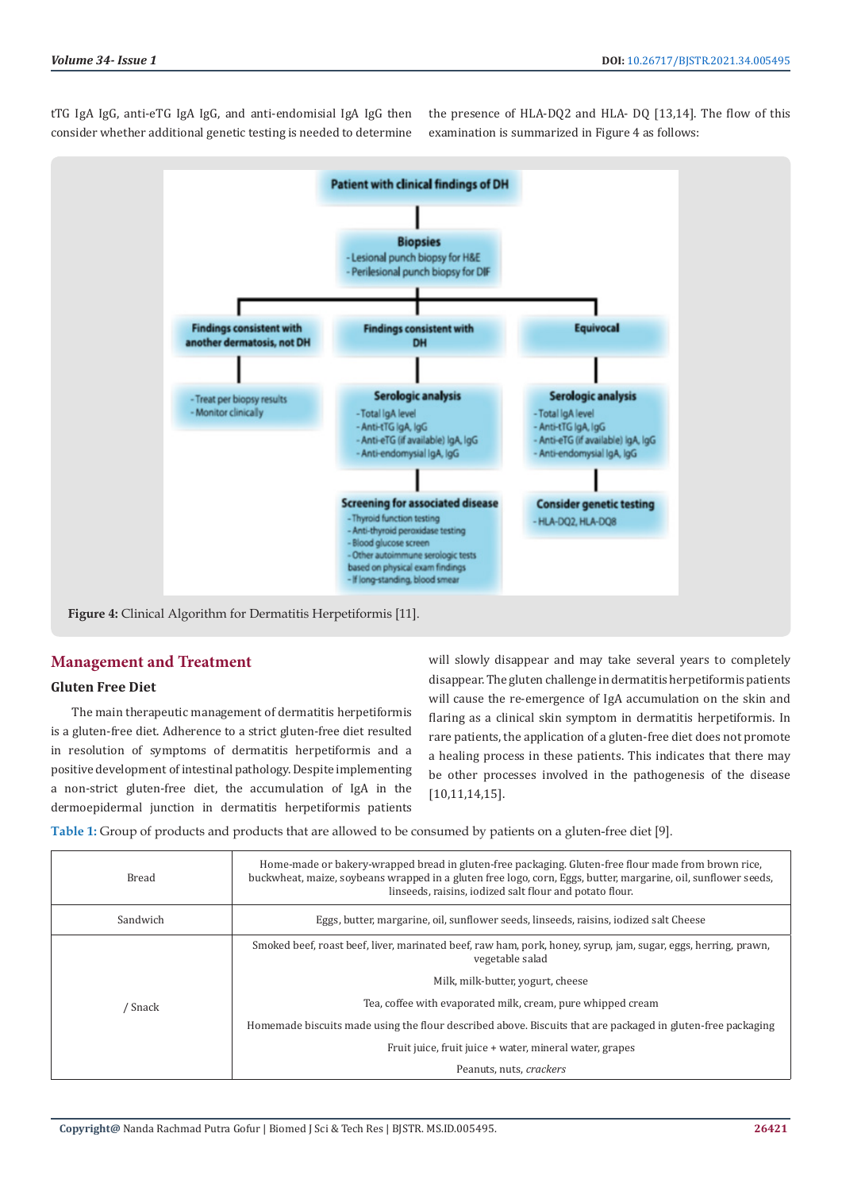tTG IgA IgG, anti-eTG IgA IgG, and anti-endomisial IgA IgG then consider whether additional genetic testing is needed to determine the presence of HLA-DQ2 and HLA- DQ [13,14]. The flow of this examination is summarized in Figure 4 as follows:

**Patient with clinical findings of DH**

**Biopsies**
- Lesional punch biopsy for H&E
- Perilesional punch biopsy for DIF

**Findings consistent with another dermatosis, not DH**
- Treat per biopsy results
- Monitor clinically

**Findings consistent with DH**

**Serologic analysis**
- Total IgA level
- Anti-tTG IgA, IgG
- Anti-eTG (if available) IgA, IgG
- Anti-endomysial IgA, IgG

**Screening for associated disease**
- Thyroid function testing
- Anti-thyroid peroxidase testing
- Blood glucose screen
- Other autoimmune serologic tests based on physical exam findings
- If long-standing, blood smear

**Equivocal**

**Serologic analysis**
- Total IgA level
- Anti-tTG IgA, IgG
- Anti-eTG (if available) IgA, IgG
- Anti-endomysial IgA, IgG

**Consider genetic testing**
- HLA-DQ2, HLA-DQ8

**Figure 4:** Clinical Algorithm for Dermatitis Herpetiformis [11].

## Management and Treatment

### Gluten Free Diet

The main therapeutic management of dermatitis herpetiformis is a gluten-free diet. Adherence to a strict gluten-free diet resulted in resolution of symptoms of dermatitis herpetiformis and a positive development of intestinal pathology. Despite implementing a non-strict gluten-free diet, the accumulation of IgA in the dermoepidermal junction in dermatitis herpetiformis patients will slowly disappear and may take several years to completely disappear. The gluten challenge in dermatitis herpetiformis patients will cause the re-emergence of IgA accumulation on the skin and flaring as a clinical skin symptom in dermatitis herpetiformis. In rare patients, the application of a gluten-free diet does not promote a healing process in these patients. This indicates that there may be other processes involved in the pathogenesis of the disease [10,11,14,15].

**Table 1:** Group of products and products that are allowed to be consumed by patients on a gluten-free diet [9].

| | |
|---|---|
| Bread | Home-made or bakery-wrapped bread in gluten-free packaging. Gluten-free flour made from brown rice, buckwheat, maize, soybeans wrapped in a gluten free logo, corn, Eggs, butter, margarine, oil, sunflower seeds, linseeds, raisins, iodized salt flour and potato flour. |
| Sandwich | Eggs, butter, margarine, oil, sunflower seeds, linseeds, raisins, iodized salt Cheese |
| / Snack | Smoked beef, roast beef, liver, marinated beef, raw ham, pork, honey, syrup, jam, sugar, eggs, herring, prawn, vegetable salad |
| | Milk, milk-butter, yogurt, cheese |
| | Tea, coffee with evaporated milk, cream, pure whipped cream |
| | Homemade biscuits made using the flour described above. Biscuits that are packaged in gluten-free packaging |
| | Fruit juice, fruit juice + water, mineral water, grapes |
| | Peanuts, nuts, *crackers* |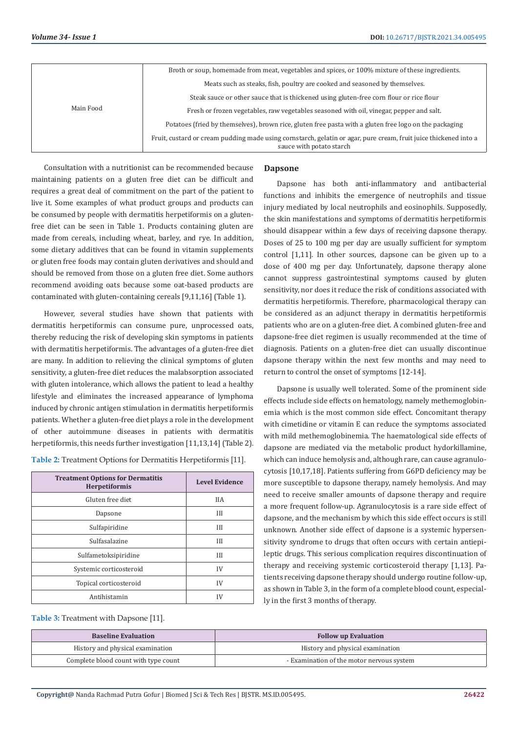| Main Food | Broth or soup, homemade from meat, vegetables and spices, or 100% mixture of these ingredients. |
|---|---|
| | Meats such as steaks, fish, poultry are cooked and seasoned by themselves. |
| | Steak sauce or other sauce that is thickened using gluten-free corn flour or rice flour |
| | Fresh or frozen vegetables, raw vegetables seasoned with oil, vinegar, pepper and salt. |
| | Potatoes (fried by themselves), brown rice, gluten free pasta with a gluten free logo on the packaging |
| | Fruit, custard or cream pudding made using cornstarch, gelatin or agar, pure cream, fruit juice thickened into a sauce with potato starch |

Consultation with a nutritionist can be recommended because maintaining patients on a gluten free diet can be difficult and requires a great deal of commitment on the part of the patient to live it. Some examples of what product groups and products can be consumed by people with dermatitis herpetiformis on a gluten-free diet can be seen in Table 1. Products containing gluten are made from cereals, including wheat, barley, and rye. In addition, some dietary additives that can be found in vitamin supplements or gluten free foods may contain gluten derivatives and should and should be removed from those on a gluten free diet. Some authors recommend avoiding oats because some oat-based products are contaminated with gluten-containing cereals [9,11,16] (Table 1).

However, several studies have shown that patients with dermatitis herpetiformis can consume pure, unprocessed oats, thereby reducing the risk of developing skin symptoms in patients with dermatitis herpetiformis. The advantages of a gluten-free diet are many. In addition to relieving the clinical symptoms of gluten sensitivity, a gluten-free diet reduces the malabsorption associated with gluten intolerance, which allows the patient to lead a healthy lifestyle and eliminates the increased appearance of lymphoma induced by chronic antigen stimulation in dermatitis herpetiformis patients. Whether a gluten-free diet plays a role in the development of other autoimmune diseases in patients with dermatitis herpetiformis, this needs further investigation [11,13,14] (Table 2).

**Table 2:** Treatment Options for Dermatitis Herpetiformis [11].

| Treatment Options for Dermatitis Herpetiformis | Level Evidence |
|---|---|
| Gluten free diet | IIA |
| Dapsone | III |
| Sulfapiridine | III |
| Sulfasalazine | III |
| Sulfametoksipiridine | III |
| Systemic corticosteroid | IV |
| Topical corticosteroid | IV |
| Antihistamin | IV |

### Dapsone

Dapsone has both anti-inflammatory and antibacterial functions and inhibits the emergence of neutrophils and tissue injury mediated by local neutrophils and eosinophils. Supposedly, the skin manifestations and symptoms of dermatitis herpetiformis should disappear within a few days of receiving dapsone therapy. Doses of 25 to 100 mg per day are usually sufficient for symptom control [1,11]. In other sources, dapsone can be given up to a dose of 400 mg per day. Unfortunately, dapsone therapy alone cannot suppress gastrointestinal symptoms caused by gluten sensitivity, nor does it reduce the risk of conditions associated with dermatitis herpetiformis. Therefore, pharmacological therapy can be considered as an adjunct therapy in dermatitis herpetiformis patients who are on a gluten-free diet. A combined gluten-free and dapsone-free diet regimen is usually recommended at the time of diagnosis. Patients on a gluten-free diet can usually discontinue dapsone therapy within the next few months and may need to return to control the onset of symptoms [12-14].

Dapsone is usually well tolerated. Some of the prominent side effects include side effects on hematology, namely methemoglobinemia which is the most common side effect. Concomitant therapy with cimetidine or vitamin E can reduce the symptoms associated with mild methemoglobinemia. The haematological side effects of dapsone are mediated via the metabolic product hydorkillamine, which can induce hemolysis and, although rare, can cause agranulocytosis [10,17,18]. Patients suffering from G6PD deficiency may be more susceptible to dapsone therapy, namely hemolysis. And may need to receive smaller amounts of dapsone therapy and require a more frequent follow-up. Agranulocytosis is a rare side effect of dapsone, and the mechanism by which this side effect occurs is still unknown. Another side effect of dapsone is a systemic hypersensitivity syndrome to drugs that often occurs with certain antiepileptic drugs. This serious complication requires discontinuation of therapy and receiving systemic corticosteroid therapy [1,13]. Patients receiving dapsone therapy should undergo routine follow-up, as shown in Table 3, in the form of a complete blood count, especially in the first 3 months of therapy.

**Table 3:** Treatment with Dapsone [11].

| Baseline Evaluation | Follow up Evaluation |
|---|---|
| History and physical examination | History and physical examination |
| Complete blood count with type count | - Examination of the motor nervous system |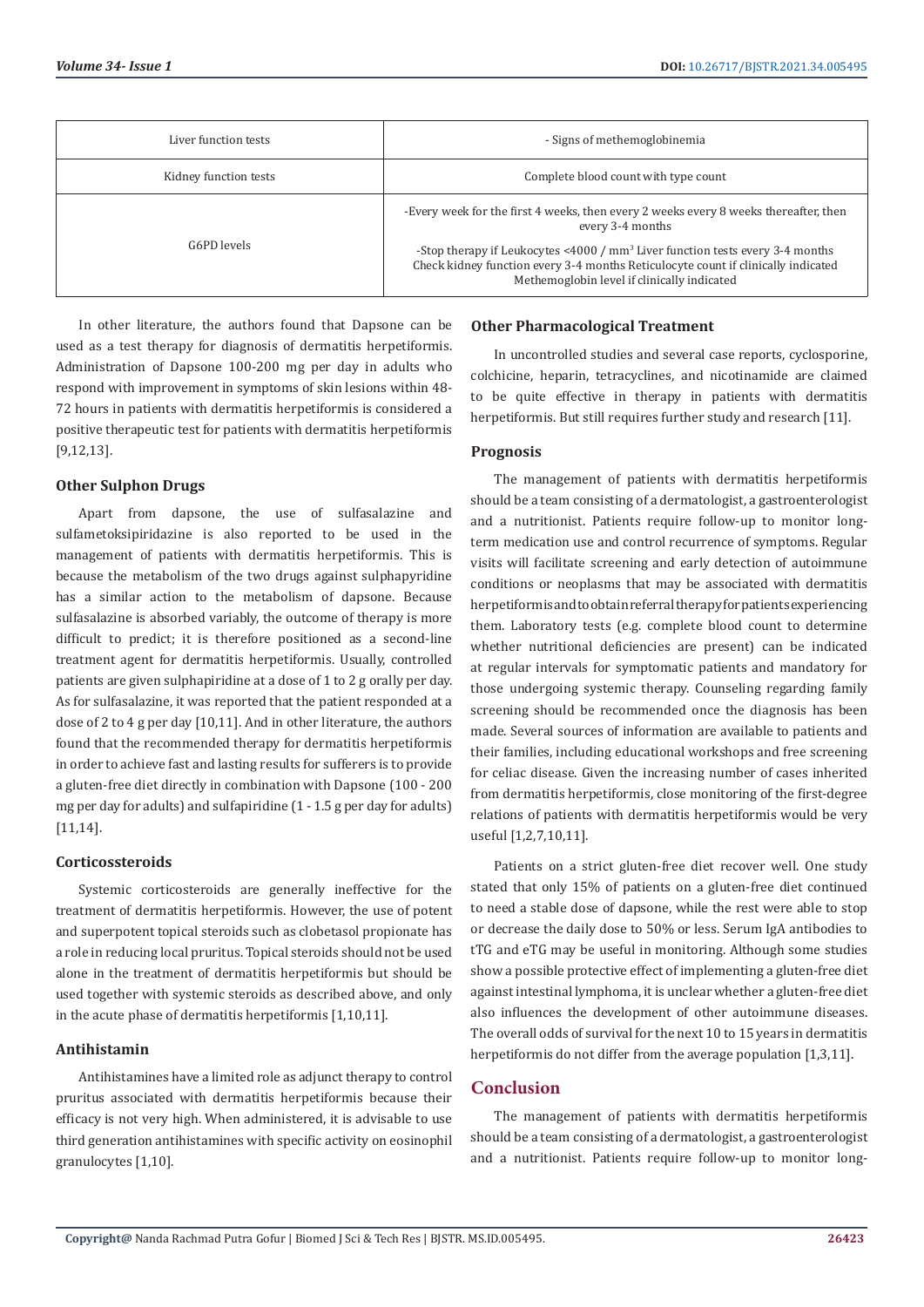| Liver function tests | - Signs of methemoglobinemia |
|---|---|
| Kidney function tests | Complete blood count with type count |
| G6PD levels | -Every week for the first 4 weeks, then every 2 weeks every 8 weeks thereafter, then every 3-4 months<br>-Stop therapy if Leukocytes <4000 / mm³ Liver function tests every 3-4 months Check kidney function every 3-4 months Reticulocyte count if clinically indicated Methemoglobin level if clinically indicated |

In other literature, the authors found that Dapsone can be used as a test therapy for diagnosis of dermatitis herpetiformis. Administration of Dapsone 100-200 mg per day in adults who respond with improvement in symptoms of skin lesions within 48-72 hours in patients with dermatitis herpetiformis is considered a positive therapeutic test for patients with dermatitis herpetiformis [9,12,13].

### Other Sulphon Drugs

Apart from dapsone, the use of sulfasalazine and sulfametoksipiridazine is also reported to be used in the management of patients with dermatitis herpetiformis. This is because the metabolism of the two drugs against sulphapyridine has a similar action to the metabolism of dapsone. Because sulfasalazine is absorbed variably, the outcome of therapy is more difficult to predict; it is therefore positioned as a second-line treatment agent for dermatitis herpetiformis. Usually, controlled patients are given sulphapiridine at a dose of 1 to 2 g orally per day. As for sulfasalazine, it was reported that the patient responded at a dose of 2 to 4 g per day [10,11]. And in other literature, the authors found that the recommended therapy for dermatitis herpetiformis in order to achieve fast and lasting results for sufferers is to provide a gluten-free diet directly in combination with Dapsone (100 - 200 mg per day for adults) and sulfapiridine (1 - 1.5 g per day for adults) [11,14].

### Corticossteroids

Systemic corticosteroids are generally ineffective for the treatment of dermatitis herpetiformis. However, the use of potent and superpotent topical steroids such as clobetasol propionate has a role in reducing local pruritus. Topical steroids should not be used alone in the treatment of dermatitis herpetiformis but should be used together with systemic steroids as described above, and only in the acute phase of dermatitis herpetiformis [1,10,11].

### Antihistamin

Antihistamines have a limited role as adjunct therapy to control pruritus associated with dermatitis herpetiformis because their efficacy is not very high. When administered, it is advisable to use third generation antihistamines with specific activity on eosinophil granulocytes [1,10].

### Other Pharmacological Treatment

In uncontrolled studies and several case reports, cyclosporine, colchicine, heparin, tetracyclines, and nicotinamide are claimed to be quite effective in therapy in patients with dermatitis herpetiformis. But still requires further study and research [11].

### Prognosis

The management of patients with dermatitis herpetiformis should be a team consisting of a dermatologist, a gastroenterologist and a nutritionist. Patients require follow-up to monitor long-term medication use and control recurrence of symptoms. Regular visits will facilitate screening and early detection of autoimmune conditions or neoplasms that may be associated with dermatitis herpetiformis and to obtain referral therapy for patients experiencing them. Laboratory tests (e.g. complete blood count to determine whether nutritional deficiencies are present) can be indicated at regular intervals for symptomatic patients and mandatory for those undergoing systemic therapy. Counseling regarding family screening should be recommended once the diagnosis has been made. Several sources of information are available to patients and their families, including educational workshops and free screening for celiac disease. Given the increasing number of cases inherited from dermatitis herpetiformis, close monitoring of the first-degree relations of patients with dermatitis herpetiformis would be very useful [1,2,7,10,11].

Patients on a strict gluten-free diet recover well. One study stated that only 15% of patients on a gluten-free diet continued to need a stable dose of dapsone, while the rest were able to stop or decrease the daily dose to 50% or less. Serum IgA antibodies to tTG and eTG may be useful in monitoring. Although some studies show a possible protective effect of implementing a gluten-free diet against intestinal lymphoma, it is unclear whether a gluten-free diet also influences the development of other autoimmune diseases. The overall odds of survival for the next 10 to 15 years in dermatitis herpetiformis do not differ from the average population [1,3,11].

## Conclusion

The management of patients with dermatitis herpetiformis should be a team consisting of a dermatologist, a gastroenterologist and a nutritionist. Patients require follow-up to monitor long-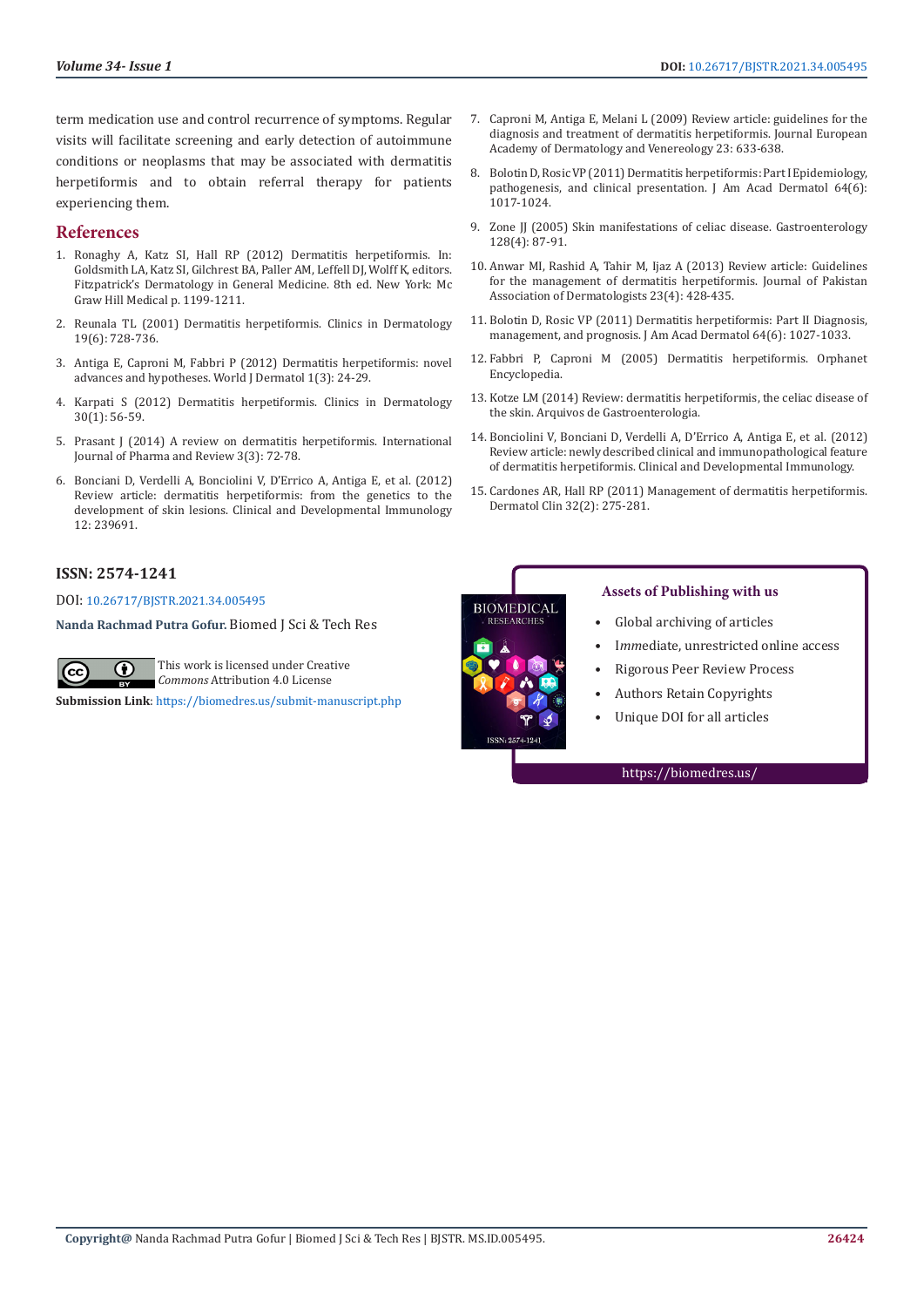term medication use and control recurrence of symptoms. Regular visits will facilitate screening and early detection of autoimmune conditions or neoplasms that may be associated with dermatitis herpetiformis and to obtain referral therapy for patients experiencing them.

## References

1. Ronaghy A, Katz SI, Hall RP (2012) Dermatitis herpetiformis. In: Goldsmith LA, Katz SI, Gilchrest BA, Paller AM, Leffell DJ, Wolff K, editors. Fitzpatrick's Dermatology in General Medicine. 8th ed. New York: Mc Graw Hill Medical p. 1199-1211.
2. Reunala TL (2001) Dermatitis herpetiformis. Clinics in Dermatology 19(6): 728-736.
3. Antiga E, Caproni M, Fabbri P (2012) Dermatitis herpetiformis: novel advances and hypotheses. World J Dermatol 1(3): 24-29.
4. Karpati S (2012) Dermatitis herpetiformis. Clinics in Dermatology 30(1): 56-59.
5. Prasant J (2014) A review on dermatitis herpetiformis. International Journal of Pharma and Review 3(3): 72-78.
6. Bonciani D, Verdelli A, Bonciolini V, D'Errico A, Antiga E, et al. (2012) Review article: dermatitis herpetiformis: from the genetics to the development of skin lesions. Clinical and Developmental Immunology 12: 239691.
7. Caproni M, Antiga E, Melani L (2009) Review article: guidelines for the diagnosis and treatment of dermatitis herpetiformis. Journal European Academy of Dermatology and Venereology 23: 633-638.
8. Bolotin D, Rosic VP (2011) Dermatitis herpetiformis: Part I Epidemiology, pathogenesis, and clinical presentation. J Am Acad Dermatol 64(6): 1017-1024.
9. Zone JJ (2005) Skin manifestations of celiac disease. Gastroenterology 128(4): 87-91.
10. Anwar MI, Rashid A, Tahir M, Ijaz A (2013) Review article: Guidelines for the management of dermatitis herpetiformis. Journal of Pakistan Association of Dermatologists 23(4): 428-435.
11. Bolotin D, Rosic VP (2011) Dermatitis herpetiformis: Part II Diagnosis, management, and prognosis. J Am Acad Dermatol 64(6): 1027-1033.
12. Fabbri P, Caproni M (2005) Dermatitis herpetiformis. Orphanet Encyclopedia.
13. Kotze LM (2014) Review: dermatitis herpetiformis, the celiac disease of the skin. Arquivos de Gastroenterologia.
14. Bonciolini V, Bonciani D, Verdelli A, D'Errico A, Antiga E, et al. (2012) Review article: newly described clinical and immunopathological feature of dermatitis herpetiformis. Clinical and Developmental Immunology.
15. Cardones AR, Hall RP (2011) Management of dermatitis herpetiformis. Dermatol Clin 32(2): 275-281.

**ISSN: 2574-1241**

DOI: 10.26717/BJSTR.2021.34.005495

**Nanda Rachmad Putra Gofur.** Biomed J Sci & Tech Res

This work is licensed under Creative *Commons* Attribution 4.0 License

**Submission Link**: https://biomedres.us/submit-manuscript.php

BIOMEDICAL RESEARCHES

ISSN: 2574-1241

**Assets of Publishing with us**

- Global archiving of articles
- Immediate, unrestricted online access
- Rigorous Peer Review Process
- Authors Retain Copyrights
- Unique DOI for all articles

https://biomedres.us/